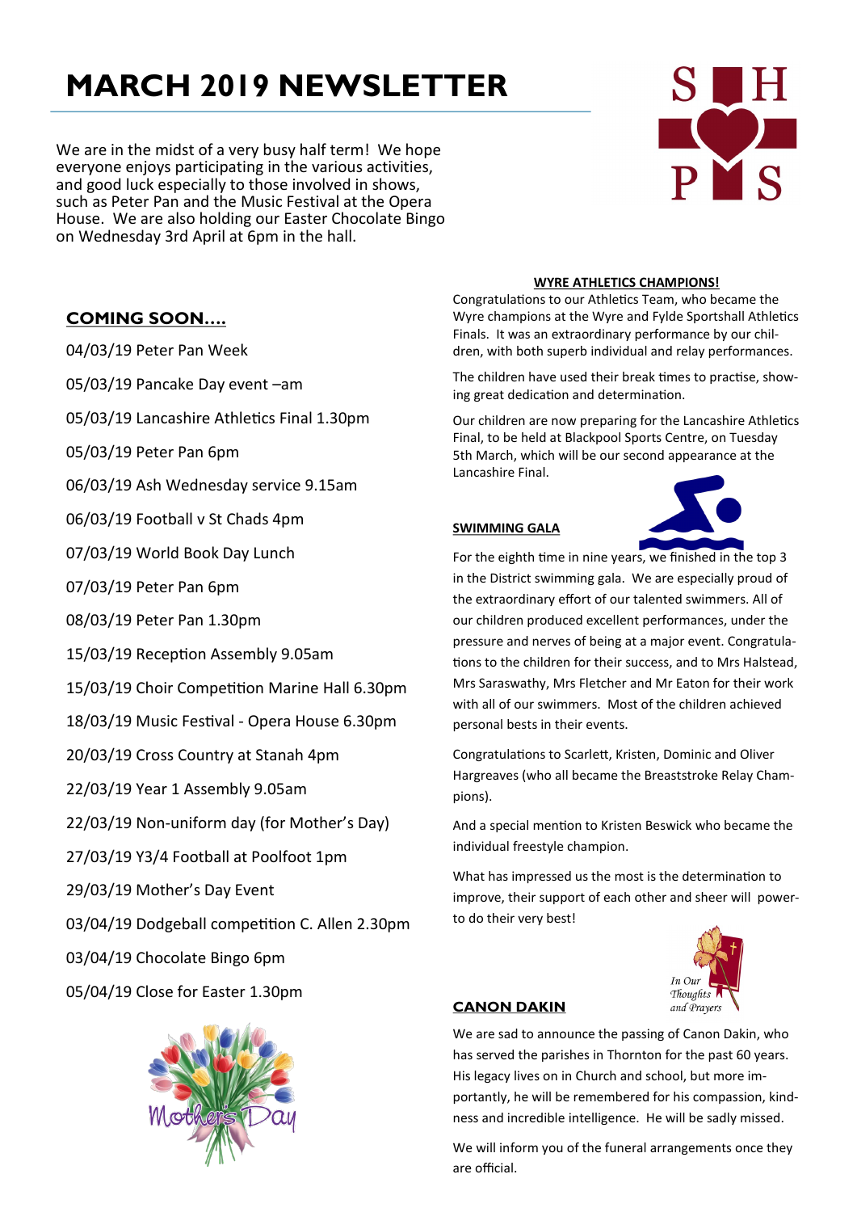# MARCH 2019 NEWSLETTER

We are in the midst of a very busy half term! We hope everyone enjoys participating in the various activities, and good luck especially to those involved in shows, such as Peter Pan and the Music Festival at the Opera House. We are also holding our Easter Chocolate Bingo on Wednesday 3rd April at 6pm in the hall.

## COMING SOON….

04/03/19 Peter Pan Week

05/03/19 Pancake Day event –am

05/03/19 Lancashire Athletics Final 1.30pm

05/03/19 Peter Pan 6pm

06/03/19 Ash Wednesday service 9.15am

06/03/19 Football v St Chads 4pm

07/03/19 World Book Day Lunch

07/03/19 Peter Pan 6pm

08/03/19 Peter Pan 1.30pm

15/03/19 Reception Assembly 9.05am

15/03/19 Choir Competition Marine Hall 6.30pm

18/03/19 Music Festival - Opera House 6.30pm

20/03/19 Cross Country at Stanah 4pm

22/03/19 Year 1 Assembly 9.05am

22/03/19 Non-uniform day (for Mother's Day)

27/03/19 Y3/4 Football at Poolfoot 1pm

29/03/19 Mother's Day Event

03/04/19 Dodgeball competition C. Allen 2.30pm

03/04/19 Chocolate Bingo 6pm

05/04/19 Close for Easter 1.30pm

## WYRE ATHLETICS CHAMPIONS!

Congratulations to our Athletics Team, who became the Wyre champions at the Wyre and Fylde Sportshall Athletics Finals. It was an extraordinary performance by our children, with both superb individual and relay performances.

The children have used their break times to practise, showing great dedication and determination.

Our children are now preparing for the Lancashire Athletics Final, to be held at Blackpool Sports Centre, on Tuesday 5th March, which will be our second appearance at the Lancashire Final.

## SWIMMING GALA

For the eighth time in nine years, we finished in the top 3 in the District swimming gala. We are especially proud of the extraordinary effort of our talented swimmers. All of our children produced excellent performances, under the pressure and nerves of being at a major event. Congratulations to the children for their success, and to Mrs Halstead, Mrs Saraswathy, Mrs Fletcher and Mr Eaton for their work with all of our swimmers. Most of the children achieved personal bests in their events.

Congratulations to Scarlett, Kristen, Dominic and Oliver Hargreaves (who all became the Breaststroke Relay Champions).

And a special mention to Kristen Beswick who became the individual freestyle champion.

What has impressed us the most is the determination to improve, their support of each other and sheer will power to do their very best!

## CANON DAKIN

We are sad to announce the passing of Canon Dakin, who has served the parishes in Thornton for the past 60 years. His legacy lives on in Church and school, but more importantly, he will be remembered for his compassion, kindness and incredible intelligence. He will be sadly missed.

We will inform you of the funeral arrangements once they are official.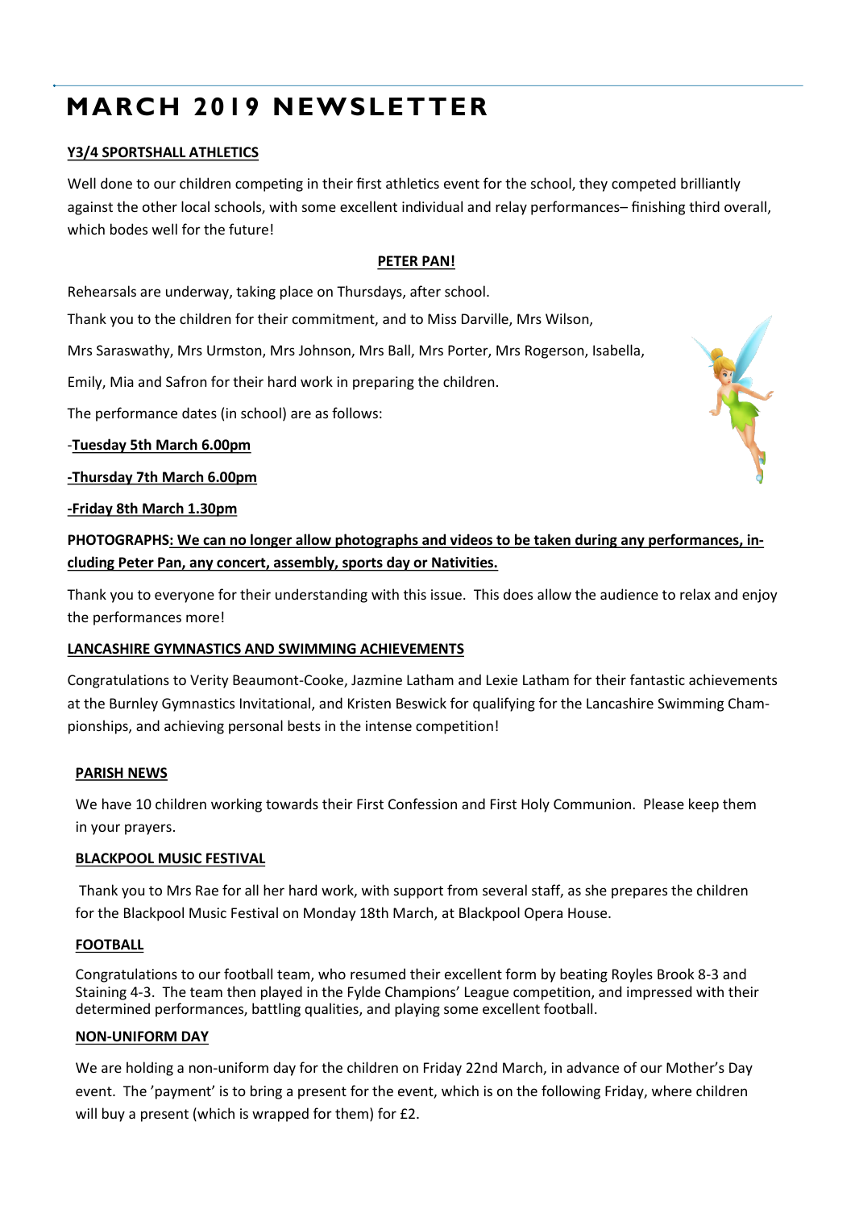# MARCH 2019 NEWSLETTER

**Y3/4 SPORTSHALL ATHLETICS**

Well done to our children competing in their first athletics event for the school, they competed brilliantly against the other local schools, with some excellent individual and relay performances– finishing third overall, which bodes well for the future!

**PETER PAN!**

Rehearsals are underway, taking place on Thursdays, after school.

Thank you to the children for their commitment, and to Miss Darville, Mrs Wilson,

Mrs Saraswathy, Mrs Urmston, Mrs Johnson, Mrs Ball, Mrs Porter, Mrs Rogerson, Isabella,

Emily, Mia and Safron for their hard work in preparing the children.

The performance dates (in school) are as follows:

-**Tuesday 5th March 6.00pm**

**-Thursday 7th March 6.00pm**

**-Friday 8th March 1.30pm**

**PHOTOGRAPHS: We can no longer allow photographs and videos to be taken during any performances, including Peter Pan, any concert, assembly, sports day or Nativities.**

Thank you to everyone for their understanding with this issue. This does allow the audience to relax and enjoy the performances more!

**LANCASHIRE GYMNASTICS AND SWIMMING ACHIEVEMENTS**

Congratulations to Verity Beaumont-Cooke, Jazmine Latham and Lexie Latham for their fantastic achievements at the Burnley Gymnastics Invitational, and Kristen Beswick for qualifying for the Lancashire Swimming Championships, and achieving personal bests in the intense competition!

**PARISH NEWS**

We have 10 children working towards their First Confession and First Holy Communion. Please keep them in your prayers.

**BLACKPOOL MUSIC FESTIVAL**

Thank you to Mrs Rae for all her hard work, with support from several staff, as she prepares the children for the Blackpool Music Festival on Monday 18th March, at Blackpool Opera House.

**FOOTBALL**

Congratulations to our football team, who resumed their excellent form by beating Royles Brook 8-3 and Staining 4-3. The team then played in the Fylde Champions' League competition, and impressed with their determined performances, battling qualities, and playing some excellent football.

**NON-UNIFORM DAY**

We are holding a non-uniform day for the children on Friday 22nd March, in advance of our Mother's Day event. The 'payment' is to bring a present for the event, which is on the following Friday, where children will buy a present (which is wrapped for them) for £2.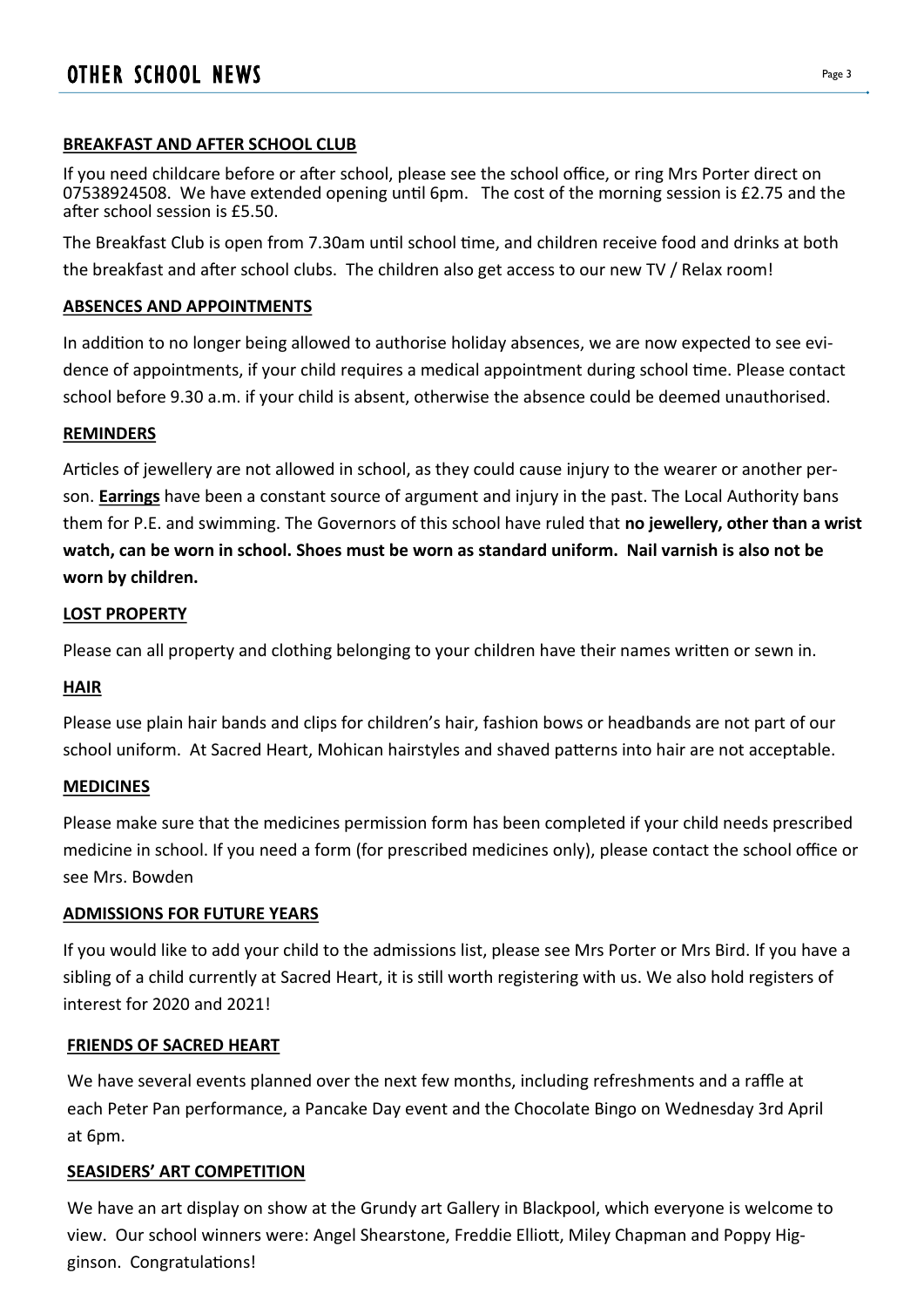# OTHER SCHOOL NEWS

## BREAKFAST AND AFTER SCHOOL CLUB

If you need childcare before or after school, please see the school office, or ring Mrs Porter direct on 07538924508. We have extended opening until 6pm. The cost of the morning session is £2.75 and the after school session is £5.50.

The Breakfast Club is open from 7.30am until school time, and children receive food and drinks at both the breakfast and after school clubs. The children also get access to our new TV / Relax room!

## ABSENCES AND APPOINTMENTS

In addition to no longer being allowed to authorise holiday absences, we are now expected to see evidence of appointments, if your child requires a medical appointment during school time. Please contact school before 9.30 a.m. if your child is absent, otherwise the absence could be deemed unauthorised.

## REMINDERS

Articles of jewellery are not allowed in school, as they could cause injury to the wearer or another person. **Earrings** have been a constant source of argument and injury in the past. The Local Authority bans them for P.E. and swimming. The Governors of this school have ruled that **no jewellery, other than a wrist watch, can be worn in school. Shoes must be worn as standard uniform. Nail varnish is also not be worn by children.**

## LOST PROPERTY

Please can all property and clothing belonging to your children have their names written or sewn in.

## HAIR

Please use plain hair bands and clips for children's hair, fashion bows or headbands are not part of our school uniform. At Sacred Heart, Mohican hairstyles and shaved patterns into hair are not acceptable.

## MEDICINES

Please make sure that the medicines permission form has been completed if your child needs prescribed medicine in school. If you need a form (for prescribed medicines only), please contact the school office or see Mrs. Bowden

## ADMISSIONS FOR FUTURE YEARS

If you would like to add your child to the admissions list, please see Mrs Porter or Mrs Bird. If you have a sibling of a child currently at Sacred Heart, it is still worth registering with us. We also hold registers of interest for 2020 and 2021!

## FRIENDS OF SACRED HEART

We have several events planned over the next few months, including refreshments and a raffle at each Peter Pan performance, a Pancake Day event and the Chocolate Bingo on Wednesday 3rd April at 6pm.

## SEASIDERS' ART COMPETITION

We have an art display on show at the Grundy art Gallery in Blackpool, which everyone is welcome to view. Our school winners were: Angel Shearstone, Freddie Elliott, Miley Chapman and Poppy Higginson. Congratulations!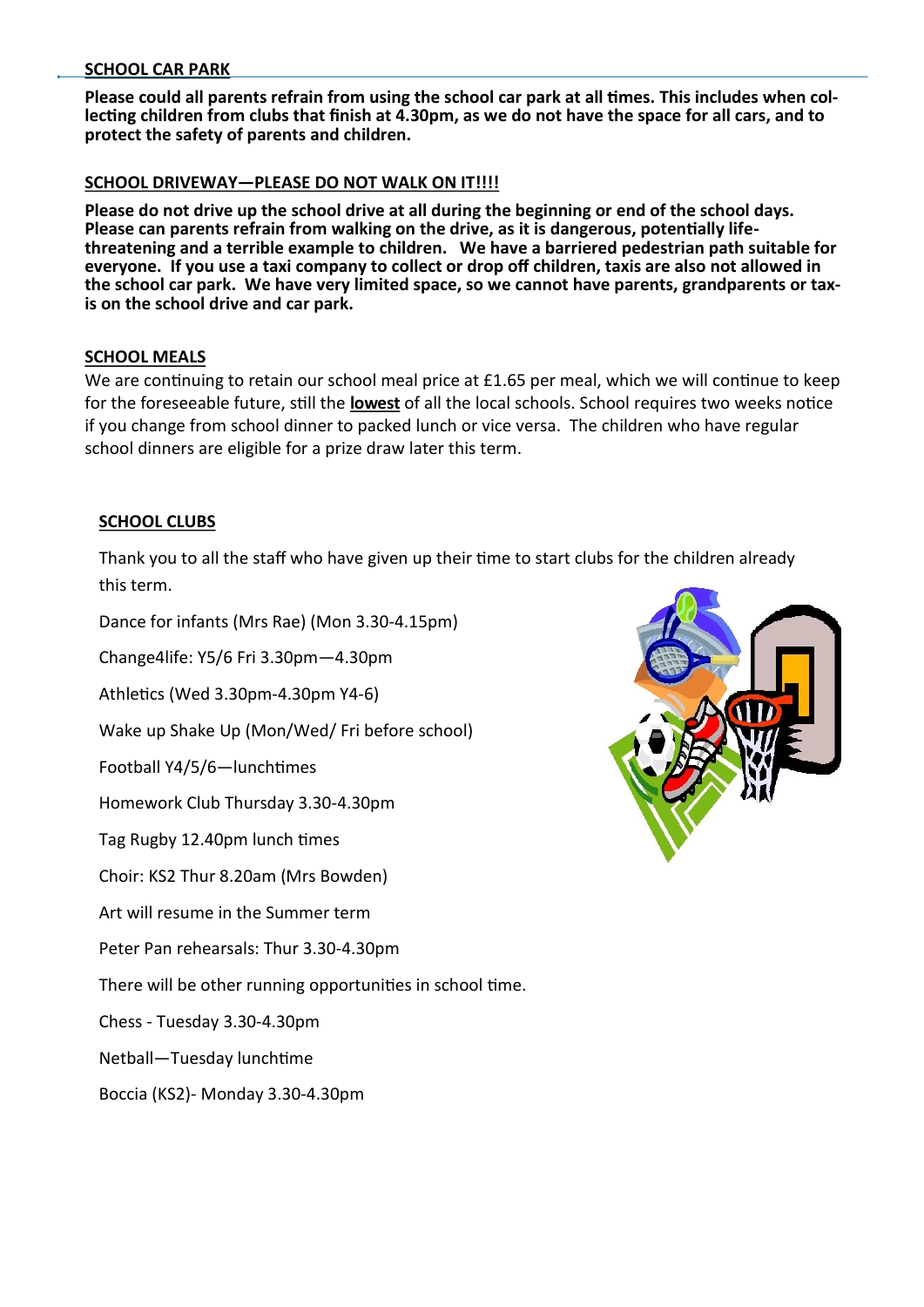## SCHOOL CAR PARK

**Please could all parents refrain from using the school car park at all times. This includes when collecting children from clubs that finish at 4.30pm, as we do not have the space for all cars, and to protect the safety of parents and children.**

## SCHOOL DRIVEWAY—PLEASE DO NOT WALK ON IT!!!!

**Please do not drive up the school drive at all during the beginning or end of the school days. Please can parents refrain from walking on the drive, as it is dangerous, potentially life-threatening and a terrible example to children. We have a barriered pedestrian path suitable for everyone. If you use a taxi company to collect or drop off children, taxis are also not allowed in the school car park. We have very limited space, so we cannot have parents, grandparents or taxis on the school drive and car park.**

## SCHOOL MEALS

We are continuing to retain our school meal price at £1.65 per meal, which we will continue to keep for the foreseeable future, still the **lowest** of all the local schools. School requires two weeks notice if you change from school dinner to packed lunch or vice versa. The children who have regular school dinners are eligible for a prize draw later this term.

## SCHOOL CLUBS

Thank you to all the staff who have given up their time to start clubs for the children already this term.

Dance for infants (Mrs Rae) (Mon 3.30-4.15pm)

Change4life: Y5/6 Fri 3.30pm—4.30pm

Athletics (Wed 3.30pm-4.30pm Y4-6)

Wake up Shake Up (Mon/Wed/ Fri before school)

Football Y4/5/6—lunchtimes

Homework Club Thursday 3.30-4.30pm

Tag Rugby 12.40pm lunch times

Choir: KS2 Thur 8.20am (Mrs Bowden)

Art will resume in the Summer term

Peter Pan rehearsals: Thur 3.30-4.30pm

There will be other running opportunities in school time.

Chess - Tuesday 3.30-4.30pm

Netball—Tuesday lunchtime

Boccia (KS2)- Monday 3.30-4.30pm